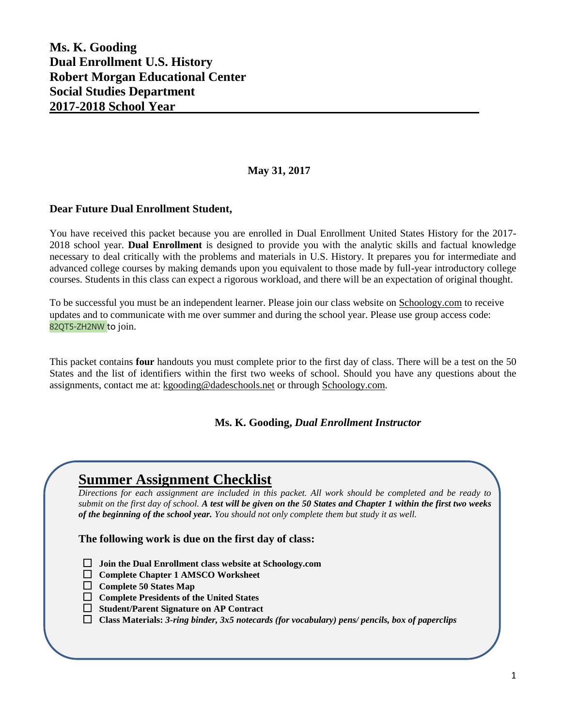**Ms. K. Gooding**
**Dual Enrollment U.S. History**
**Robert Morgan Educational Center**
**Social Studies Department**
**2017-2018 School Year**

**May 31, 2017**

**Dear Future Dual Enrollment Student,**

You have received this packet because you are enrolled in Dual Enrollment United States History for the 2017-2018 school year. **Dual Enrollment** is designed to provide you with the analytic skills and factual knowledge necessary to deal critically with the problems and materials in U.S. History. It prepares you for intermediate and advanced college courses by making demands upon you equivalent to those made by full-year introductory college courses. Students in this class can expect a rigorous workload, and there will be an expectation of original thought.

To be successful you must be an independent learner. Please join our class website on Schoology.com to receive updates and to communicate with me over summer and during the school year. Please use group access code: 82QT5-ZH2NW to join.

This packet contains **four** handouts you must complete prior to the first day of class. There will be a test on the 50 States and the list of identifiers within the first two weeks of school. Should you have any questions about the assignments, contact me at: kgooding@dadeschools.net or through Schoology.com.

**Ms. K. Gooding,** ***Dual Enrollment Instructor***

## Summer Assignment Checklist

*Directions for each assignment are included in this packet. All work should be completed and be ready to submit on the first day of school.* ***A test will be given on the 50 States and Chapter 1 within the first two weeks of the beginning of the school year.*** *You should not only complete them but study it as well.*

**The following work is due on the first day of class:**

- ☐ **Join the Dual Enrollment class website at Schoology.com**
- ☐ **Complete Chapter 1 AMSCO Worksheet**
- ☐ **Complete 50 States Map**
- ☐ **Complete Presidents of the United States**
- ☐ **Student/Parent Signature on AP Contract**
- ☐ **Class Materials:** ***3-ring binder, 3x5 notecards (for vocabulary) pens/ pencils, box of paperclips***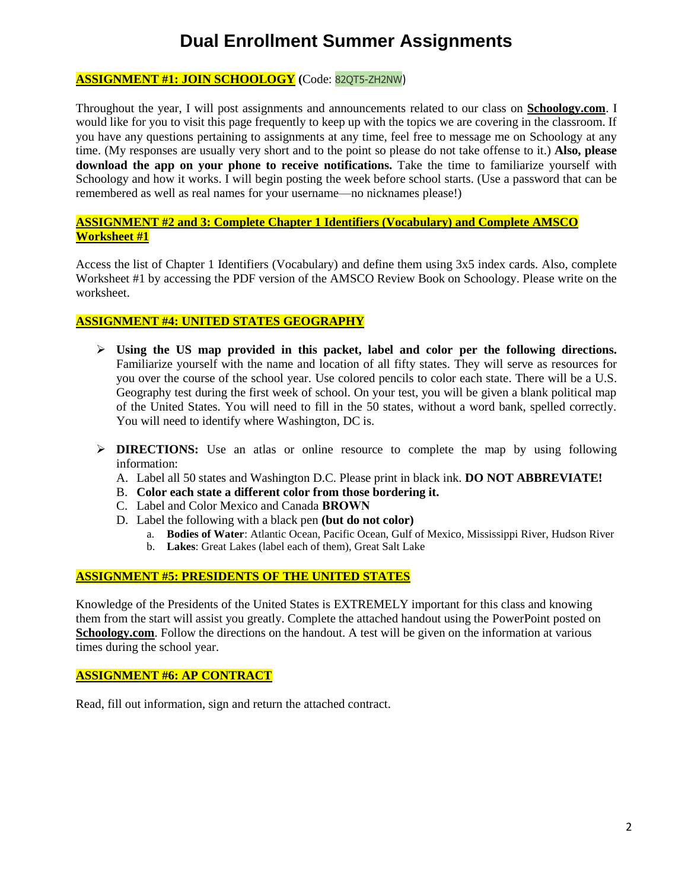# Dual Enrollment Summer Assignments

**ASSIGNMENT #1: JOIN SCHOOLOGY** (Code: 82QT5-ZH2NW)

Throughout the year, I will post assignments and announcements related to our class on **Schoology.com**. I would like for you to visit this page frequently to keep up with the topics we are covering in the classroom. If you have any questions pertaining to assignments at any time, feel free to message me on Schoology at any time. (My responses are usually very short and to the point so please do not take offense to it.) **Also, please download the app on your phone to receive notifications.** Take the time to familiarize yourself with Schoology and how it works. I will begin posting the week before school starts. (Use a password that can be remembered as well as real names for your username—no nicknames please!)

**ASSIGNMENT #2 and 3: Complete Chapter 1 Identifiers (Vocabulary) and Complete AMSCO Worksheet #1**

Access the list of Chapter 1 Identifiers (Vocabulary) and define them using 3x5 index cards. Also, complete Worksheet #1 by accessing the PDF version of the AMSCO Review Book on Schoology. Please write on the worksheet.

**ASSIGNMENT #4: UNITED STATES GEOGRAPHY**

- **Using the US map provided in this packet, label and color per the following directions.** Familiarize yourself with the name and location of all fifty states. They will serve as resources for you over the course of the school year. Use colored pencils to color each state. There will be a U.S. Geography test during the first week of school. On your test, you will be given a blank political map of the United States. You will need to fill in the 50 states, without a word bank, spelled correctly. You will need to identify where Washington, DC is.

- **DIRECTIONS:** Use an atlas or online resource to complete the map by using following information:
  A. Label all 50 states and Washington D.C. Please print in black ink. **DO NOT ABBREVIATE!**
  B. **Color each state a different color from those bordering it.**
  C. Label and Color Mexico and Canada **BROWN**
  D. Label the following with a black pen **(but do not color)**
     a. **Bodies of Water**: Atlantic Ocean, Pacific Ocean, Gulf of Mexico, Mississippi River, Hudson River
     b. **Lakes**: Great Lakes (label each of them), Great Salt Lake

**ASSIGNMENT #5: PRESIDENTS OF THE UNITED STATES**

Knowledge of the Presidents of the United States is EXTREMELY important for this class and knowing them from the start will assist you greatly. Complete the attached handout using the PowerPoint posted on **Schoology.com**. Follow the directions on the handout. A test will be given on the information at various times during the school year.

**ASSIGNMENT #6: AP CONTRACT**

Read, fill out information, sign and return the attached contract.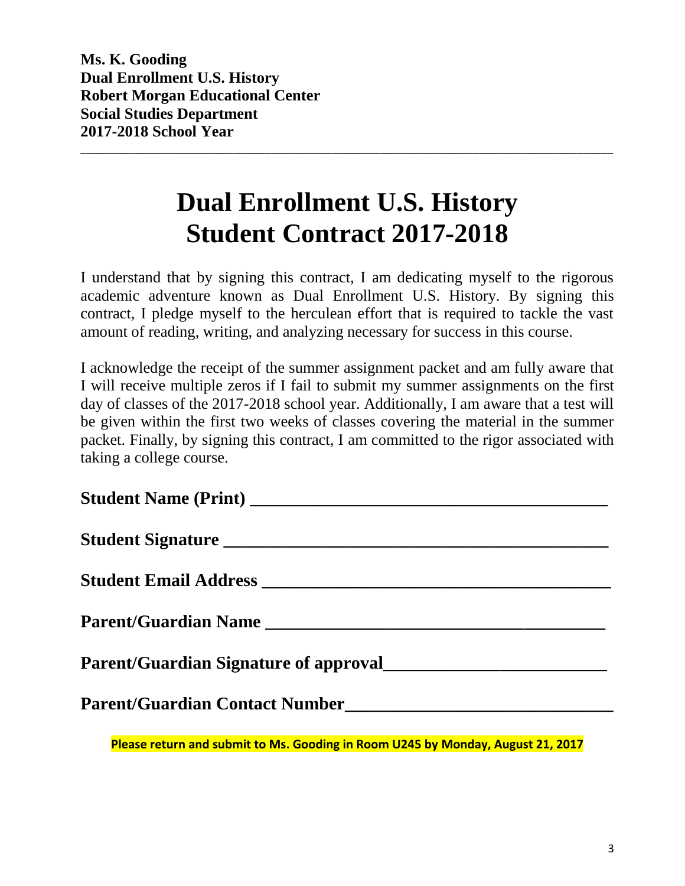**Ms. K. Gooding**
**Dual Enrollment U.S. History**
**Robert Morgan Educational Center**
**Social Studies Department**
**2017-2018 School Year**

---

# Dual Enrollment U.S. History
# Student Contract 2017-2018

I understand that by signing this contract, I am dedicating myself to the rigorous academic adventure known as Dual Enrollment U.S. History. By signing this contract, I pledge myself to the herculean effort that is required to tackle the vast amount of reading, writing, and analyzing necessary for success in this course.

I acknowledge the receipt of the summer assignment packet and am fully aware that I will receive multiple zeros if I fail to submit my summer assignments on the first day of classes of the 2017-2018 school year. Additionally, I am aware that a test will be given within the first two weeks of classes covering the material in the summer packet. Finally, by signing this contract, I am committed to the rigor associated with taking a college course.

**Student Name (Print) ________________________________________**

**Student Signature ___________________________________________**

**Student Email Address _______________________________________**

**Parent/Guardian Name _______________________________________**

**Parent/Guardian Signature of approval_________________________**

**Parent/Guardian Contact Number_____________________________**

**Please return and submit to Ms. Gooding in Room U245 by Monday, August 21, 2017**